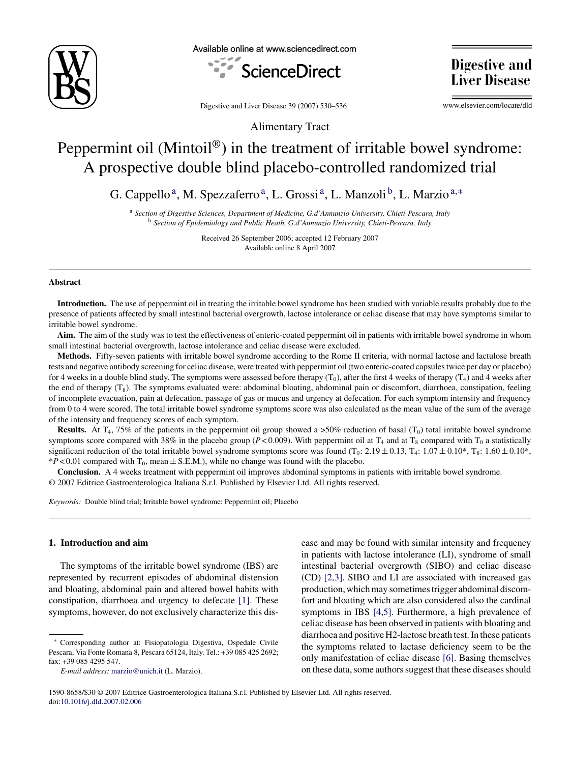Alimentary Tract

# Peppermint oil (Mintoil®) in the treatment of irritable bowel syndrome: A prospective double blind placebo-controlled randomized trial

G. Cappello [a], M. Spezzaferro [a], L. Grossi [a], L. Manzoli [b], L. Marzio [a,*]

[a] *Section of Digestive Sciences, Department of Medicine, G.d'Annunzio University, Chieti-Pescara, Italy*
[b] *Section of Epidemiology and Public Heath, G.d'Annunzio University, Chieti-Pescara, Italy*

Received 26 September 2006; accepted 12 February 2007
Available online 8 April 2007

## Abstract

**Introduction.** The use of peppermint oil in treating the irritable bowel syndrome has been studied with variable results probably due to the presence of patients affected by small intestinal bacterial overgrowth, lactose intolerance or celiac disease that may have symptoms similar to irritable bowel syndrome.

**Aim.** The aim of the study was to test the effectiveness of enteric-coated peppermint oil in patients with irritable bowel syndrome in whom small intestinal bacterial overgrowth, lactose intolerance and celiac disease were excluded.

**Methods.** Fifty-seven patients with irritable bowel syndrome according to the Rome II criteria, with normal lactose and lactulose breath tests and negative antibody screening for celiac disease, were treated with peppermint oil (two enteric-coated capsules twice per day or placebo) for 4 weeks in a double blind study. The symptoms were assessed before therapy ($T_0$), after the first 4 weeks of therapy ($T_4$) and 4 weeks after the end of therapy ($T_8$). The symptoms evaluated were: abdominal bloating, abdominal pain or discomfort, diarrhoea, constipation, feeling of incomplete evacuation, pain at defecation, passage of gas or mucus and urgency at defecation. For each symptom intensity and frequency from 0 to 4 were scored. The total irritable bowel syndrome symptoms score was also calculated as the mean value of the sum of the average of the intensity and frequency scores of each symptom.

**Results.** At $T_4$, 75% of the patients in the peppermint oil group showed a >50% reduction of basal ($T_0$) total irritable bowel syndrome symptoms score compared with 38% in the placebo group ($P < 0.009$). With peppermint oil at $T_4$ and at $T_8$ compared with $T_0$ a statistically significant reduction of the total irritable bowel syndrome symptoms score was found ($T_0$: $2.19 \pm 0.13$, $T_4$: $1.07 \pm 0.10$*, $T_8$: $1.60 \pm 0.10$*, *$P < 0.01$ compared with $T_0$, mean ± S.E.M.), while no change was found with the placebo.

**Conclusion.** A 4 weeks treatment with peppermint oil improves abdominal symptoms in patients with irritable bowel syndrome.
© 2007 Editrice Gastroenterologica Italiana S.r.l. Published by Elsevier Ltd. All rights reserved.

*Keywords:* Double blind trial; Irritable bowel syndrome; Peppermint oil; Placebo

## 1. Introduction and aim

The symptoms of the irritable bowel syndrome (IBS) are represented by recurrent episodes of abdominal distension and bloating, abdominal pain and altered bowel habits with constipation, diarrhoea and urgency to defecate [1]. These symptoms, however, do not exclusively characterize this disease and may be found with similar intensity and frequency in patients with lactose intolerance (LI), syndrome of small intestinal bacterial overgrowth (SIBO) and celiac disease (CD) [2,3]. SIBO and LI are associated with increased gas production, which may sometimes trigger abdominal discomfort and bloating which are also considered also the cardinal symptoms in IBS [4,5]. Furthermore, a high prevalence of celiac disease has been observed in patients with bloating and diarrhoea and positive H2-lactose breath test. In these patients the symptoms related to lactase deficiency seem to be the only manifestation of celiac disease [6]. Basing themselves on these data, some authors suggest that these diseases should

---

* Corresponding author at: Fisiopatologia Digestiva, Ospedale Civile Pescara, Via Fonte Romana 8, Pescara 65124, Italy. Tel.: +39 085 425 2692; fax: +39 085 4295 547.
*E-mail address:* marzio@unich.it (L. Marzio).

1590-8658/$30 © 2007 Editrice Gastroenterologica Italiana S.r.l. Published by Elsevier Ltd. All rights reserved.
doi:10.1016/j.dld.2007.02.006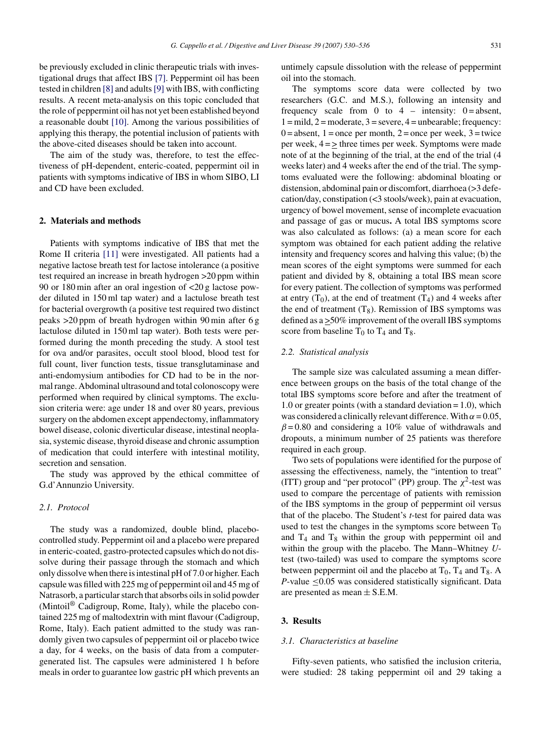be previously excluded in clinic therapeutic trials with investigational drugs that affect IBS [7]. Peppermint oil has been tested in children [8] and adults [9] with IBS, with conflicting results. A recent meta-analysis on this topic concluded that the role of peppermint oil has not yet been established beyond a reasonable doubt [10]. Among the various possibilities of applying this therapy, the potential inclusion of patients with the above-cited diseases should be taken into account.

The aim of the study was, therefore, to test the effectiveness of pH-dependent, enteric-coated, peppermint oil in patients with symptoms indicative of IBS in whom SIBO, LI and CD have been excluded.

## 2. Materials and methods

Patients with symptoms indicative of IBS that met the Rome II criteria [11] were investigated. All patients had a negative lactose breath test for lactose intolerance (a positive test required an increase in breath hydrogen >20 ppm within 90 or 180 min after an oral ingestion of <20 g lactose powder diluted in 150 ml tap water) and a lactulose breath test for bacterial overgrowth (a positive test required two distinct peaks >20 ppm of breath hydrogen within 90 min after 6 g lactulose diluted in 150 ml tap water). Both tests were performed during the month preceding the study. A stool test for ova and/or parasites, occult stool blood, blood test for full count, liver function tests, tissue transglutaminase and anti-endomysium antibodies for CD had to be in the normal range. Abdominal ultrasound and total colonoscopy were performed when required by clinical symptoms. The exclusion criteria were: age under 18 and over 80 years, previous surgery on the abdomen except appendectomy, inflammatory bowel disease, colonic diverticular disease, intestinal neoplasia, systemic disease, thyroid disease and chronic assumption of medication that could interfere with intestinal motility, secretion and sensation.

The study was approved by the ethical committee of G.d'Annunzio University.

### 2.1. Protocol

The study was a randomized, double blind, placebo-controlled study. Peppermint oil and a placebo were prepared in enteric-coated, gastro-protected capsules which do not dissolve during their passage through the stomach and which only dissolve when there is intestinal pH of 7.0 or higher. Each capsule was filled with 225 mg of peppermint oil and 45 mg of Natrasorb, a particular starch that absorbs oils in solid powder (Mintoil® Cadigroup, Rome, Italy), while the placebo contained 225 mg of maltodextrin with mint flavour (Cadigroup, Rome, Italy). Each patient admitted to the study was randomly given two capsules of peppermint oil or placebo twice a day, for 4 weeks, on the basis of data from a computer-generated list. The capsules were administered 1 h before meals in order to guarantee low gastric pH which prevents an untimely capsule dissolution with the release of peppermint oil into the stomach.

The symptoms score data were collected by two researchers (G.C. and M.S.), following an intensity and frequency scale from 0 to 4 – intensity: 0 = absent, 1 = mild, 2 = moderate, 3 = severe, 4 = unbearable; frequency: 0 = absent, 1 = once per month, 2 = once per week, 3 = twice per week, 4 = $\geq$ three times per week. Symptoms were made note of at the beginning of the trial, at the end of the trial (4 weeks later) and 4 weeks after the end of the trial. The symptoms evaluated were the following: abdominal bloating or distension, abdominal pain or discomfort, diarrhoea (>3 defecation/day, constipation (<3 stools/week), pain at evacuation, urgency of bowel movement, sense of incomplete evacuation and passage of gas or mucus**.** A total IBS symptoms score was also calculated as follows: (a) a mean score for each symptom was obtained for each patient adding the relative intensity and frequency scores and halving this value; (b) the mean scores of the eight symptoms were summed for each patient and divided by 8, obtaining a total IBS mean score for every patient. The collection of symptoms was performed at entry ($T_0$), at the end of treatment ($T_4$) and 4 weeks after the end of treatment ($T_8$). Remission of IBS symptoms was defined as a $\geq$50% improvement of the overall IBS symptoms score from baseline $T_0$ to $T_4$ and $T_8$.

### 2.2. Statistical analysis

The sample size was calculated assuming a mean difference between groups on the basis of the total change of the total IBS symptoms score before and after the treatment of 1.0 or greater points (with a standard deviation = 1.0), which was considered a clinically relevant difference. With $\alpha = 0.05$, $\beta = 0.80$ and considering a 10% value of withdrawals and dropouts, a minimum number of 25 patients was therefore required in each group.

Two sets of populations were identified for the purpose of assessing the effectiveness, namely, the "intention to treat" (ITT) group and "per protocol" (PP) group. The $\chi^2$-test was used to compare the percentage of patients with remission of the IBS symptoms in the group of peppermint oil versus that of the placebo. The Student's *t*-test for paired data was used to test the changes in the symptoms score between $T_0$ and $T_4$ and $T_8$ within the group with peppermint oil and within the group with the placebo. The Mann–Whitney *U*-test (two-tailed) was used to compare the symptoms score between peppermint oil and the placebo at $T_0$, $T_4$ and $T_8$. A *P*-value $\leq 0.05$ was considered statistically significant. Data are presented as mean ± S.E.M.

## 3. Results

### 3.1. Characteristics at baseline

Fifty-seven patients, who satisfied the inclusion criteria, were studied: 28 taking peppermint oil and 29 taking a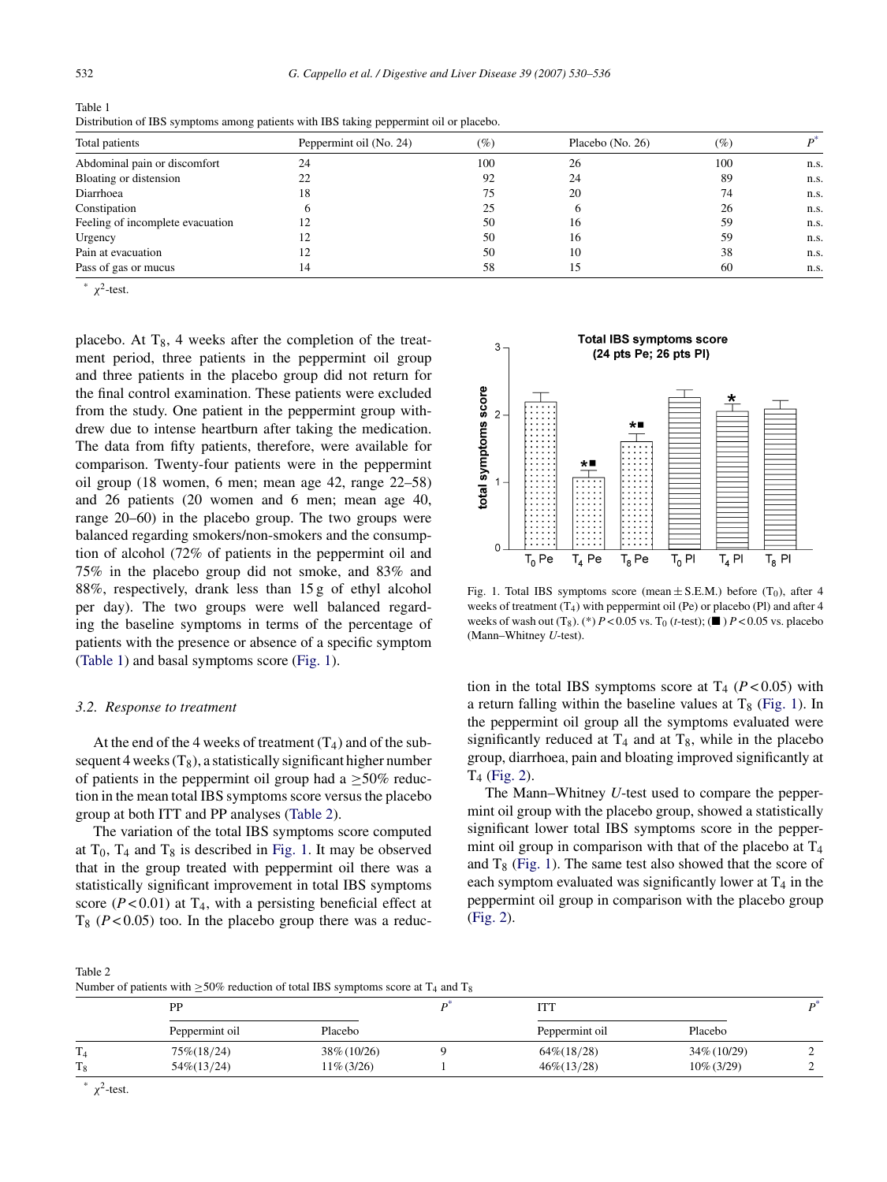Table 1
Distribution of IBS symptoms among patients with IBS taking peppermint oil or placebo.

| Total patients | Peppermint oil (No. 24) | (%) | Placebo (No. 26) | (%) | $P^*$ |
|---|---|---|---|---|---|
| Abdominal pain or discomfort | 24 | 100 | 26 | 100 | n.s. |
| Bloating or distension | 22 | 92 | 24 | 89 | n.s. |
| Diarrhoea | 18 | 75 | 20 | 74 | n.s. |
| Constipation | 6 | 25 | 6 | 26 | n.s. |
| Feeling of incomplete evacuation | 12 | 50 | 16 | 59 | n.s. |
| Urgency | 12 | 50 | 16 | 59 | n.s. |
| Pain at evacuation | 12 | 50 | 10 | 38 | n.s. |
| Pass of gas or mucus | 14 | 58 | 15 | 60 | n.s. |

\* $\chi^2$-test.

placebo. At $T_8$, 4 weeks after the completion of the treatment period, three patients in the peppermint oil group and three patients in the placebo group did not return for the final control examination. These patients were excluded from the study. One patient in the peppermint group withdrew due to intense heartburn after taking the medication. The data from fifty patients, therefore, were available for comparison. Twenty-four patients were in the peppermint oil group (18 women, 6 men; mean age 42, range 22–58) and 26 patients (20 women and 6 men; mean age 40, range 20–60) in the placebo group. The two groups were balanced regarding smokers/non-smokers and the consumption of alcohol (72% of patients in the peppermint oil and 75% in the placebo group did not smoke, and 83% and 88%, respectively, drank less than 15 g of ethyl alcohol per day). The two groups were well balanced regarding the baseline symptoms in terms of the percentage of patients with the presence or absence of a specific symptom (Table 1) and basal symptoms score (Fig. 1).

### 3.2. Response to treatment

At the end of the 4 weeks of treatment ($T_4$) and of the subsequent 4 weeks ($T_8$), a statistically significant higher number of patients in the peppermint oil group had a ≥50% reduction in the mean total IBS symptoms score versus the placebo group at both ITT and PP analyses (Table 2).

The variation of the total IBS symptoms score computed at $T_0$, $T_4$ and $T_8$ is described in Fig. 1. It may be observed that in the group treated with peppermint oil there was a statistically significant improvement in total IBS symptoms score ($P < 0.01$) at $T_4$, with a persisting beneficial effect at $T_8$ ($P < 0.05$) too. In the placebo group there was a reduction in the total IBS symptoms score at $T_4$ ($P < 0.05$) with a return falling within the baseline values at $T_8$ (Fig. 1). In the peppermint oil group all the symptoms evaluated were significantly reduced at $T_4$ and at $T_8$, while in the placebo group, diarrhoea, pain and bloating improved significantly at $T_4$ (Fig. 2).

Fig. 1. Total IBS symptoms score (mean ± S.E.M.) before ($T_0$), after 4 weeks of treatment ($T_4$) with peppermint oil (Pe) or placebo (Pl) and after 4 weeks of wash out ($T_8$). (*) $P < 0.05$ vs. $T_0$ (*t*-test); (■) $P < 0.05$ vs. placebo (Mann–Whitney *U*-test).

The Mann–Whitney *U*-test used to compare the peppermint oil group with the placebo group, showed a statistically significant lower total IBS symptoms score in the peppermint oil group in comparison with that of the placebo at $T_4$ and $T_8$ (Fig. 1). The same test also showed that the score of each symptom evaluated was significantly lower at $T_4$ in the peppermint oil group in comparison with the placebo group (Fig. 2).

Table 2
Number of patients with ≥50% reduction of total IBS symptoms score at $T_4$ and $T_8$

| | PP | | $P^*$ | ITT | | $P^*$ |
|---|---|---|---|---|---|---|
| | Peppermint oil | Placebo | | Peppermint oil | Placebo | |
| $T_4$ | 75%(18/24) | 38%(10/26) | 9 | 64%(18/28) | 34%(10/29) | 2 |
| $T_8$ | 54%(13/24) | 11%(3/26) | 1 | 46%(13/28) | 10%(3/29) | 2 |

\* $\chi^2$-test.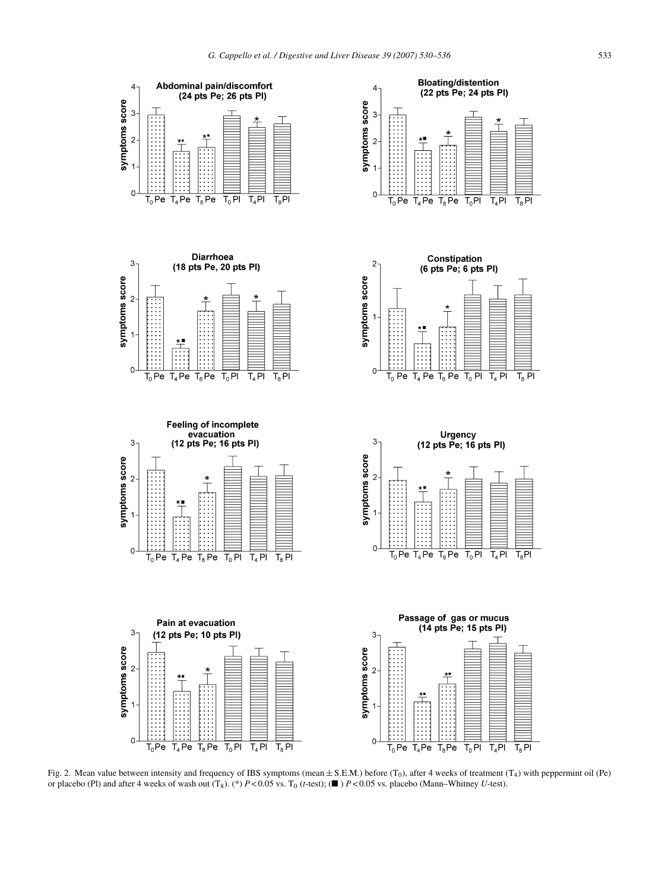Fig. 2. Mean value between intensity and frequency of IBS symptoms (mean ± S.E.M.) before ($T_0$), after 4 weeks of treatment ($T_4$) with peppermint oil (Pe) or placebo (Pl) and after 4 weeks of wash out ($T_8$). (*) $P < 0.05$ vs. $T_0$ (*t*-test); (■) $P < 0.05$ vs. placebo (Mann–Whitney *U*-test).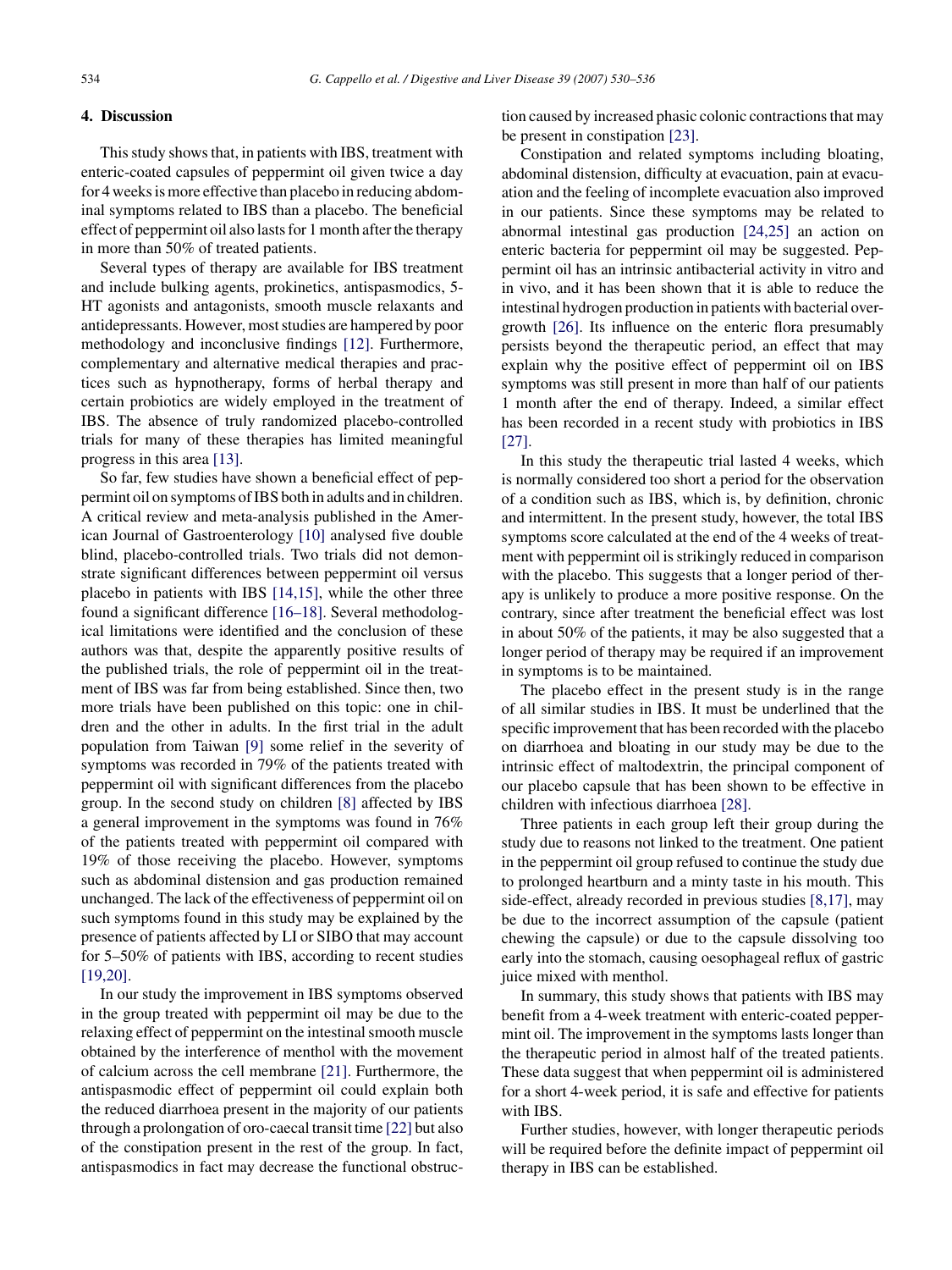## 4. Discussion

This study shows that, in patients with IBS, treatment with enteric-coated capsules of peppermint oil given twice a day for 4 weeks is more effective than placebo in reducing abdominal symptoms related to IBS than a placebo. The beneficial effect of peppermint oil also lasts for 1 month after the therapy in more than 50% of treated patients.

Several types of therapy are available for IBS treatment and include bulking agents, prokinetics, antispasmodics, 5-HT agonists and antagonists, smooth muscle relaxants and antidepressants. However, most studies are hampered by poor methodology and inconclusive findings [12]. Furthermore, complementary and alternative medical therapies and practices such as hypnotherapy, forms of herbal therapy and certain probiotics are widely employed in the treatment of IBS. The absence of truly randomized placebo-controlled trials for many of these therapies has limited meaningful progress in this area [13].

So far, few studies have shown a beneficial effect of peppermint oil on symptoms of IBS both in adults and in children. A critical review and meta-analysis published in the American Journal of Gastroenterology [10] analysed five double blind, placebo-controlled trials. Two trials did not demonstrate significant differences between peppermint oil versus placebo in patients with IBS [14,15], while the other three found a significant difference [16–18]. Several methodological limitations were identified and the conclusion of these authors was that, despite the apparently positive results of the published trials, the role of peppermint oil in the treatment of IBS was far from being established. Since then, two more trials have been published on this topic: one in children and the other in adults. In the first trial in the adult population from Taiwan [9] some relief in the severity of symptoms was recorded in 79% of the patients treated with peppermint oil with significant differences from the placebo group. In the second study on children [8] affected by IBS a general improvement in the symptoms was found in 76% of the patients treated with peppermint oil compared with 19% of those receiving the placebo. However, symptoms such as abdominal distension and gas production remained unchanged. The lack of the effectiveness of peppermint oil on such symptoms found in this study may be explained by the presence of patients affected by LI or SIBO that may account for 5–50% of patients with IBS, according to recent studies [19,20].

In our study the improvement in IBS symptoms observed in the group treated with peppermint oil may be due to the relaxing effect of peppermint on the intestinal smooth muscle obtained by the interference of menthol with the movement of calcium across the cell membrane [21]. Furthermore, the antispasmodic effect of peppermint oil could explain both the reduced diarrhoea present in the majority of our patients through a prolongation of oro-caecal transit time [22] but also of the constipation present in the rest of the group. In fact, antispasmodics in fact may decrease the functional obstruction caused by increased phasic colonic contractions that may be present in constipation [23].

Constipation and related symptoms including bloating, abdominal distension, difficulty at evacuation, pain at evacuation and the feeling of incomplete evacuation also improved in our patients. Since these symptoms may be related to abnormal intestinal gas production [24,25] an action on enteric bacteria for peppermint oil may be suggested. Peppermint oil has an intrinsic antibacterial activity in vitro and in vivo, and it has been shown that it is able to reduce the intestinal hydrogen production in patients with bacterial overgrowth [26]. Its influence on the enteric flora presumably persists beyond the therapeutic period, an effect that may explain why the positive effect of peppermint oil on IBS symptoms was still present in more than half of our patients 1 month after the end of therapy. Indeed, a similar effect has been recorded in a recent study with probiotics in IBS [27].

In this study the therapeutic trial lasted 4 weeks, which is normally considered too short a period for the observation of a condition such as IBS, which is, by definition, chronic and intermittent. In the present study, however, the total IBS symptoms score calculated at the end of the 4 weeks of treatment with peppermint oil is strikingly reduced in comparison with the placebo. This suggests that a longer period of therapy is unlikely to produce a more positive response. On the contrary, since after treatment the beneficial effect was lost in about 50% of the patients, it may be also suggested that a longer period of therapy may be required if an improvement in symptoms is to be maintained.

The placebo effect in the present study is in the range of all similar studies in IBS. It must be underlined that the specific improvement that has been recorded with the placebo on diarrhoea and bloating in our study may be due to the intrinsic effect of maltodextrin, the principal component of our placebo capsule that has been shown to be effective in children with infectious diarrhoea [28].

Three patients in each group left their group during the study due to reasons not linked to the treatment. One patient in the peppermint oil group refused to continue the study due to prolonged heartburn and a minty taste in his mouth. This side-effect, already recorded in previous studies [8,17], may be due to the incorrect assumption of the capsule (patient chewing the capsule) or due to the capsule dissolving too early into the stomach, causing oesophageal reflux of gastric juice mixed with menthol.

In summary, this study shows that patients with IBS may benefit from a 4-week treatment with enteric-coated peppermint oil. The improvement in the symptoms lasts longer than the therapeutic period in almost half of the treated patients. These data suggest that when peppermint oil is administered for a short 4-week period, it is safe and effective for patients with IBS.

Further studies, however, with longer therapeutic periods will be required before the definite impact of peppermint oil therapy in IBS can be established.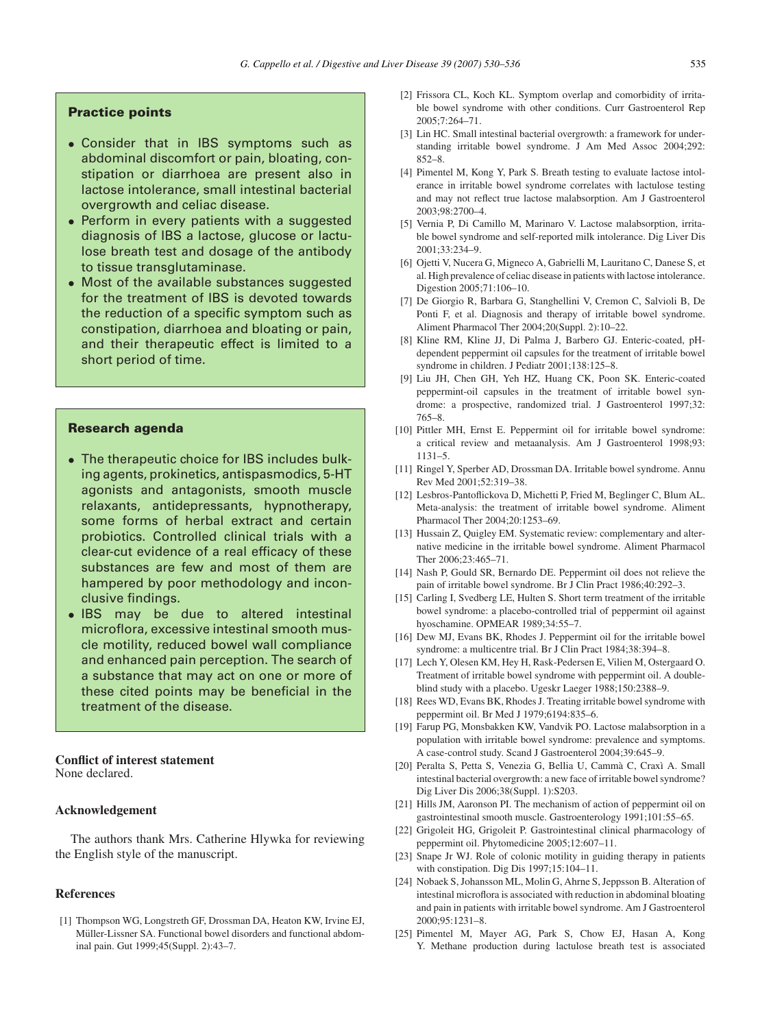## Practice points

- Consider that in IBS symptoms such as abdominal discomfort or pain, bloating, constipation or diarrhoea are present also in lactose intolerance, small intestinal bacterial overgrowth and celiac disease.
- Perform in every patients with a suggested diagnosis of IBS a lactose, glucose or lactulose breath test and dosage of the antibody to tissue transglutaminase.
- Most of the available substances suggested for the treatment of IBS is devoted towards the reduction of a specific symptom such as constipation, diarrhoea and bloating or pain, and their therapeutic effect is limited to a short period of time.

## Research agenda

- The therapeutic choice for IBS includes bulking agents, prokinetics, antispasmodics, 5-HT agonists and antagonists, smooth muscle relaxants, antidepressants, hypnotherapy, some forms of herbal extract and certain probiotics. Controlled clinical trials with a clear-cut evidence of a real efficacy of these substances are few and most of them are hampered by poor methodology and inconclusive findings.
- IBS may be due to altered intestinal microflora, excessive intestinal smooth muscle motility, reduced bowel wall compliance and enhanced pain perception. The search of a substance that may act on one or more of these cited points may be beneficial in the treatment of the disease.

**Conflict of interest statement**

None declared.

### Acknowledgement

The authors thank Mrs. Catherine Hlywka for reviewing the English style of the manuscript.

### References

[1] Thompson WG, Longstreth GF, Drossman DA, Heaton KW, Irvine EJ, Müller-Lissner SA. Functional bowel disorders and functional abdominal pain. Gut 1999;45(Suppl. 2):43–7.

[2] Frissora CL, Koch KL. Symptom overlap and comorbidity of irritable bowel syndrome with other conditions. Curr Gastroenterol Rep 2005;7:264–71.

[3] Lin HC. Small intestinal bacterial overgrowth: a framework for understanding irritable bowel syndrome. J Am Med Assoc 2004;292: 852–8.

[4] Pimentel M, Kong Y, Park S. Breath testing to evaluate lactose intolerance in irritable bowel syndrome correlates with lactulose testing and may not reflect true lactose malabsorption. Am J Gastroenterol 2003;98:2700–4.

[5] Vernia P, Di Camillo M, Marinaro V. Lactose malabsorption, irritable bowel syndrome and self-reported milk intolerance. Dig Liver Dis 2001;33:234–9.

[6] Ojetti V, Nucera G, Migneco A, Gabrielli M, Lauritano C, Danese S, et al. High prevalence of celiac disease in patients with lactose intolerance. Digestion 2005;71:106–10.

[7] De Giorgio R, Barbara G, Stanghellini V, Cremon C, Salvioli B, De Ponti F, et al. Diagnosis and therapy of irritable bowel syndrome. Aliment Pharmacol Ther 2004;20(Suppl. 2):10–22.

[8] Kline RM, Kline JJ, Di Palma J, Barbero GJ. Enteric-coated, pH-dependent peppermint oil capsules for the treatment of irritable bowel syndrome in children. J Pediatr 2001;138:125–8.

[9] Liu JH, Chen GH, Yeh HZ, Huang CK, Poon SK. Enteric-coated peppermint-oil capsules in the treatment of irritable bowel syndrome: a prospective, randomized trial. J Gastroenterol 1997;32: 765–8.

[10] Pittler MH, Ernst E. Peppermint oil for irritable bowel syndrome: a critical review and metaanalysis. Am J Gastroenterol 1998;93: 1131–5.

[11] Ringel Y, Sperber AD, Drossman DA. Irritable bowel syndrome. Annu Rev Med 2001;52:319–38.

[12] Lesbros-Pantoflickova D, Michetti P, Fried M, Beglinger C, Blum AL. Meta-analysis: the treatment of irritable bowel syndrome. Aliment Pharmacol Ther 2004;20:1253–69.

[13] Hussain Z, Quigley EM. Systematic review: complementary and alternative medicine in the irritable bowel syndrome. Aliment Pharmacol Ther 2006;23:465–71.

[14] Nash P, Gould SR, Bernardo DE. Peppermint oil does not relieve the pain of irritable bowel syndrome. Br J Clin Pract 1986;40:292–3.

[15] Carling I, Svedberg LE, Hulten S. Short term treatment of the irritable bowel syndrome: a placebo-controlled trial of peppermint oil against hyoschamine. OPMEAR 1989;34:55–7.

[16] Dew MJ, Evans BK, Rhodes J. Peppermint oil for the irritable bowel syndrome: a multicentre trial. Br J Clin Pract 1984;38:394–8.

[17] Lech Y, Olesen KM, Hey H, Rask-Pedersen E, Vilien M, Ostergaard O. Treatment of irritable bowel syndrome with peppermint oil. A double-blind study with a placebo. Ugeskr Laeger 1988;150:2388–9.

[18] Rees WD, Evans BK, Rhodes J. Treating irritable bowel syndrome with peppermint oil. Br Med J 1979;6194:835–6.

[19] Farup PG, Monsbakken KW, Vandvik PO. Lactose malabsorption in a population with irritable bowel syndrome: prevalence and symptoms. A case-control study. Scand J Gastroenterol 2004;39:645–9.

[20] Peralta S, Petta S, Venezia G, Bellia U, Cammà C, Craxì A. Small intestinal bacterial overgrowth: a new face of irritable bowel syndrome? Dig Liver Dis 2006;38(Suppl. 1):S203.

[21] Hills JM, Aaronson PI. The mechanism of action of peppermint oil on gastrointestinal smooth muscle. Gastroenterology 1991;101:55–65.

[22] Grigoleit HG, Grigoleit P. Gastrointestinal clinical pharmacology of peppermint oil. Phytomedicine 2005;12:607–11.

[23] Snape Jr WJ. Role of colonic motility in guiding therapy in patients with constipation. Dig Dis 1997;15:104–11.

[24] Nobaek S, Johansson ML, Molin G, Ahrne S, Jeppsson B. Alteration of intestinal microflora is associated with reduction in abdominal bloating and pain in patients with irritable bowel syndrome. Am J Gastroenterol 2000;95:1231–8.

[25] Pimentel M, Mayer AG, Park S, Chow EJ, Hasan A, Kong Y. Methane production during lactulose breath test is associated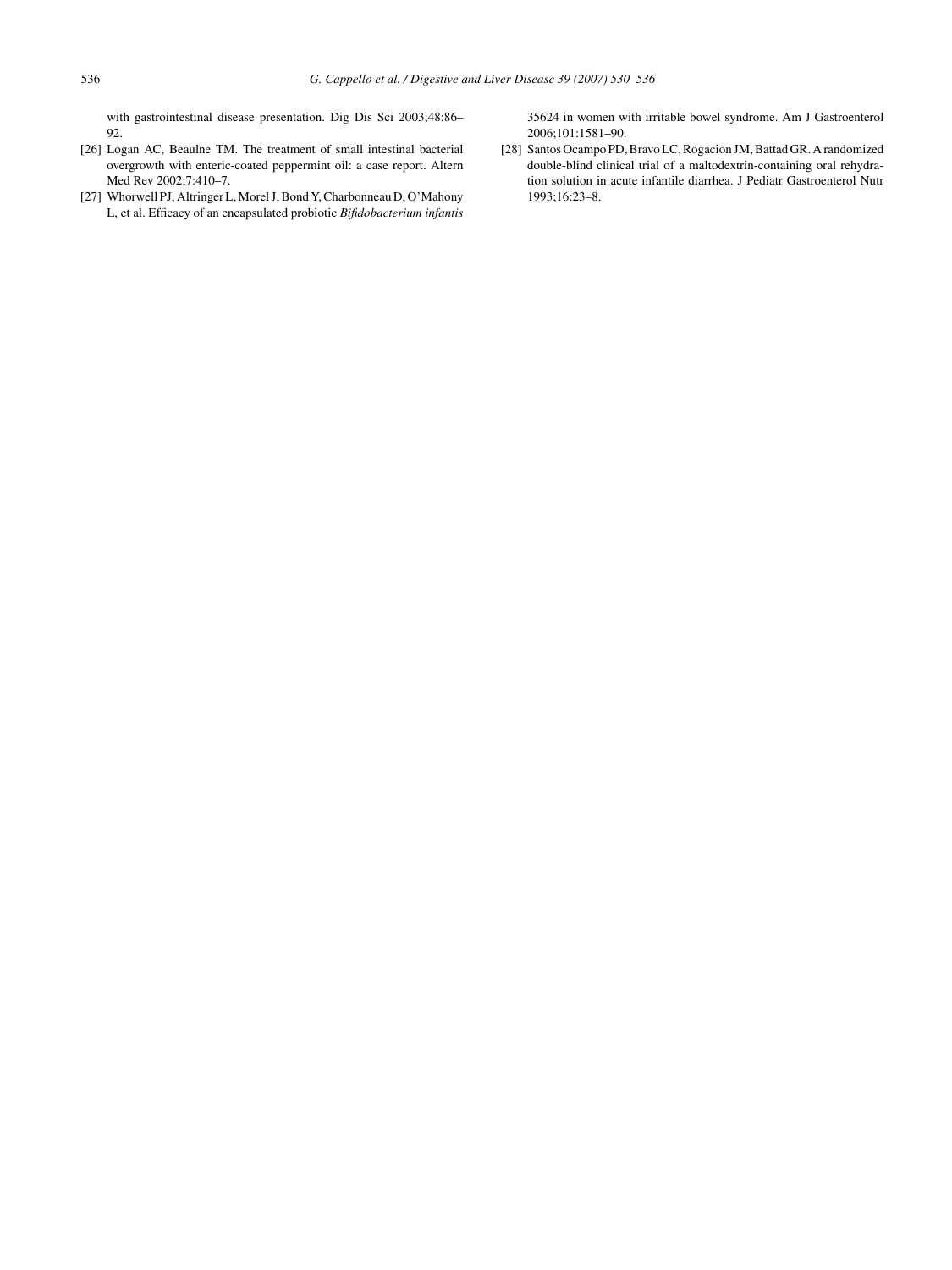with gastrointestinal disease presentation. Dig Dis Sci 2003;48:86–92.

[26] Logan AC, Beaulne TM. The treatment of small intestinal bacterial overgrowth with enteric-coated peppermint oil: a case report. Altern Med Rev 2002;7:410–7.

[27] Whorwell PJ, Altringer L, Morel J, Bond Y, Charbonneau D, O'Mahony L, et al. Efficacy of an encapsulated probiotic *Bifidobacterium infantis* 35624 in women with irritable bowel syndrome. Am J Gastroenterol 2006;101:1581–90.

[28] Santos Ocampo PD, Bravo LC, Rogacion JM, Battad GR. A randomized double-blind clinical trial of a maltodextrin-containing oral rehydration solution in acute infantile diarrhea. J Pediatr Gastroenterol Nutr 1993;16:23–8.